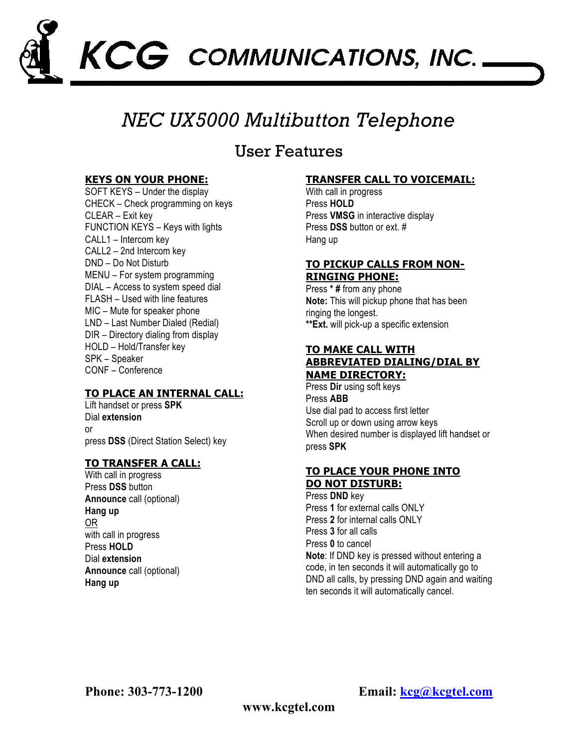KCG COMMUNICATIONS, INC.

# *NEC UX5000 Multibutton Telephone*

## User Features

### KEYS ON YOUR PHONE:

SOFT KEYS – Under the display
CHECK – Check programming on keys
CLEAR – Exit key
FUNCTION KEYS – Keys with lights
CALL1 – Intercom key
CALL2 – 2nd Intercom key
DND – Do Not Disturb
MENU – For system programming
DIAL – Access to system speed dial
FLASH – Used with line features
MIC – Mute for speaker phone
LND – Last Number Dialed (Redial)
DIR – Directory dialing from display
HOLD – Hold/Transfer key
SPK – Speaker
CONF – Conference

### TO PLACE AN INTERNAL CALL:

Lift handset or press **SPK**
Dial **extension**
or
press **DSS** (Direct Station Select) key

### TO TRANSFER A CALL:

With call in progress
Press **DSS** button
**Announce** call (optional)
**Hang up**
OR
with call in progress
Press **HOLD**
Dial **extension**
**Announce** call (optional)
**Hang up**

### TRANSFER CALL TO VOICEMAIL:

With call in progress
Press **HOLD**
Press **VMSG** in interactive display
Press **DSS** button or ext. #
Hang up

### TO PICKUP CALLS FROM NON-RINGING PHONE:

Press **\* #** from any phone
**Note:** This will pickup phone that has been ringing the longest.
**\*\*Ext.** will pick-up a specific extension

### TO MAKE CALL WITH ABBREVIATED DIALING/DIAL BY NAME DIRECTORY:

Press **Dir** using soft keys
Press **ABB**
Use dial pad to access first letter
Scroll up or down using arrow keys
When desired number is displayed lift handset or press **SPK**

### TO PLACE YOUR PHONE INTO DO NOT DISTURB:

Press **DND** key
Press **1** for external calls ONLY
Press **2** for internal calls ONLY
Press **3** for all calls
Press **0** to cancel
**Note**: If DND key is pressed without entering a code, in ten seconds it will automatically go to DND all calls, by pressing DND again and waiting ten seconds it will automatically cancel.

**Phone: 303-773-1200** **Email: kcg@kcgtel.com**

**www.kcgtel.com**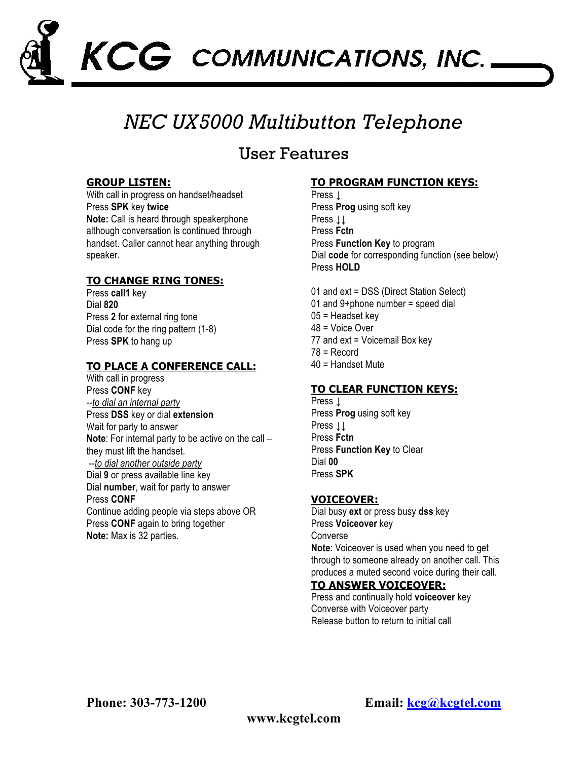# KCG COMMUNICATIONS, INC.

# *NEC UX5000 Multibutton Telephone*

## User Features

### GROUP LISTEN:

With call in progress on handset/headset
Press **SPK** key **twice**
**Note:** Call is heard through speakerphone although conversation is continued through handset. Caller cannot hear anything through speaker.

### TO CHANGE RING TONES:

Press **call1** key
Dial **820**
Press **2** for external ring tone
Dial code for the ring pattern (1-8)
Press **SPK** to hang up

### TO PLACE A CONFERENCE CALL:

With call in progress
Press **CONF** key
--*to dial an internal party*
Press **DSS** key or dial **extension**
Wait for party to answer
**Note**: For internal party to be active on the call – they must lift the handset.
--*to dial another outside party*
Dial **9** or press available line key
Dial **number**, wait for party to answer
Press **CONF**
Continue adding people via steps above OR
Press **CONF** again to bring together
**Note:** Max is 32 parties.

### TO PROGRAM FUNCTION KEYS:

Press ↓
Press **Prog** using soft key
Press ↓↓
Press **Fctn**
Press **Function Key** to program
Dial **code** for corresponding function (see below)
Press **HOLD**

01 and ext = DSS (Direct Station Select)
01 and 9+phone number = speed dial
05 = Headset key
48 = Voice Over
77 and ext = Voicemail Box key
78 = Record
40 = Handset Mute

### TO CLEAR FUNCTION KEYS:

Press ↓
Press **Prog** using soft key
Press ↓↓
Press **Fctn**
Press **Function Key** to Clear
Dial **00**
Press **SPK**

### VOICEOVER:

Dial busy **ext** or press busy **dss** key
Press **Voiceover** key
Converse
**Note**: Voiceover is used when you need to get through to someone already on another call. This produces a muted second voice during their call.

### TO ANSWER VOICEOVER:

Press and continually hold **voiceover** key
Converse with Voiceover party
Release button to return to initial call

**Phone: 303-773-1200** **Email: kcg@kcgtel.com**

**www.kcgtel.com**